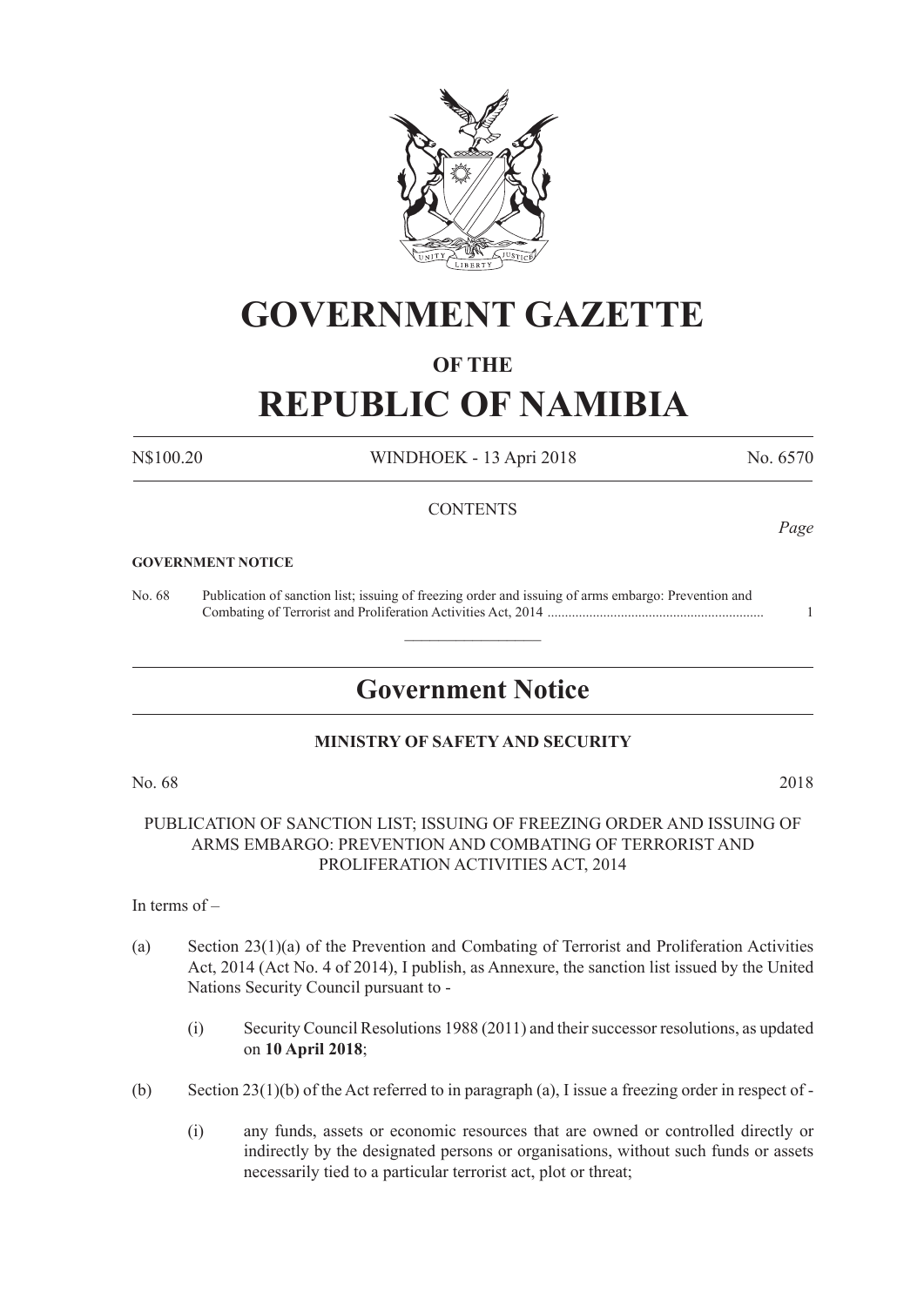# GOVERNMENT GAZETTE

## OF THE

# REPUBLIC OF NAMIBIA

N$100.20 WINDHOEK - 13 Apri 2018 No. 6570

CONTENTS

*Page*

**GOVERNMENT NOTICE**

No. 68 Publication of sanction list; issuing of freezing order and issuing of arms embargo: Prevention and Combating of Terrorist and Proliferation Activities Act, 2014 ............................................................ 1

## Government Notice

### MINISTRY OF SAFETY AND SECURITY

No. 68 2018

PUBLICATION OF SANCTION LIST; ISSUING OF FREEZING ORDER AND ISSUING OF ARMS EMBARGO: PREVENTION AND COMBATING OF TERRORIST AND PROLIFERATION ACTIVITIES ACT, 2014

In terms of –

(a) Section 23(1)(a) of the Prevention and Combating of Terrorist and Proliferation Activities Act, 2014 (Act No. 4 of 2014), I publish, as Annexure, the sanction list issued by the United Nations Security Council pursuant to -

(i) Security Council Resolutions 1988 (2011) and their successor resolutions, as updated on **10 April 2018**;

(b) Section 23(1)(b) of the Act referred to in paragraph (a), I issue a freezing order in respect of -

(i) any funds, assets or economic resources that are owned or controlled directly or indirectly by the designated persons or organisations, without such funds or assets necessarily tied to a particular terrorist act, plot or threat;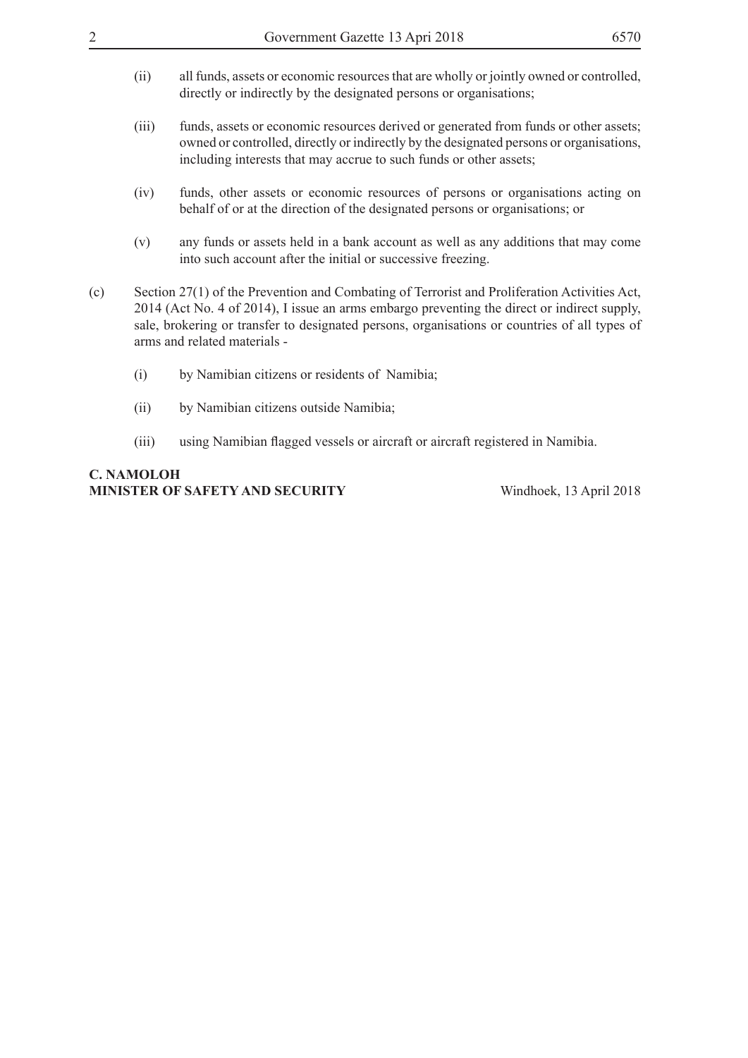(ii) all funds, assets or economic resources that are wholly or jointly owned or controlled, directly or indirectly by the designated persons or organisations;

(iii) funds, assets or economic resources derived or generated from funds or other assets; owned or controlled, directly or indirectly by the designated persons or organisations, including interests that may accrue to such funds or other assets;

(iv) funds, other assets or economic resources of persons or organisations acting on behalf of or at the direction of the designated persons or organisations; or

(v) any funds or assets held in a bank account as well as any additions that may come into such account after the initial or successive freezing.

(c) Section 27(1) of the Prevention and Combating of Terrorist and Proliferation Activities Act, 2014 (Act No. 4 of 2014), I issue an arms embargo preventing the direct or indirect supply, sale, brokering or transfer to designated persons, organisations or countries of all types of arms and related materials -

(i) by Namibian citizens or residents of Namibia;

(ii) by Namibian citizens outside Namibia;

(iii) using Namibian flagged vessels or aircraft or aircraft registered in Namibia.

**C. NAMOLOH**
**MINISTER OF SAFETY AND SECURITY** Windhoek, 13 April 2018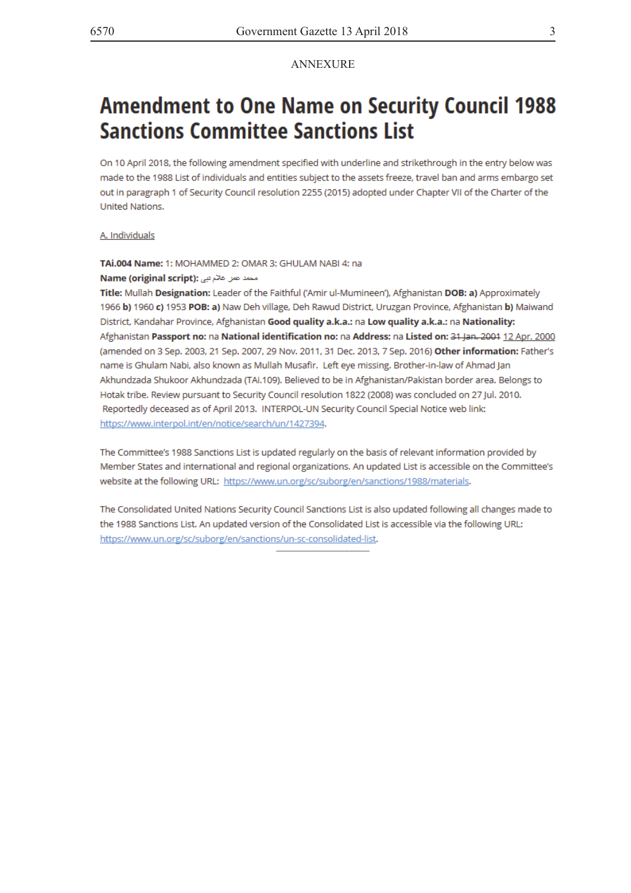ANNEXURE

# Amendment to One Name on Security Council 1988 Sanctions Committee Sanctions List

On 10 April 2018, the following amendment specified with underline and strikethrough in the entry below was made to the 1988 List of individuals and entities subject to the assets freeze, travel ban and arms embargo set out in paragraph 1 of Security Council resolution 2255 (2015) adopted under Chapter VII of the Charter of the United Nations.

A. Individuals

**TAi.004 Name:** 1: MOHAMMED 2: OMAR 3: GHULAM NABI 4: na
**Name (original script):** محمد عمر غلام نبی
**Title:** Mullah **Designation:** Leader of the Faithful ('Amir ul-Mumineen'), Afghanistan **DOB: a)** Approximately 1966 **b)** 1960 **c)** 1953 **POB: a)** Naw Deh village, Deh Rawud District, Uruzgan Province, Afghanistan **b)** Maiwand District, Kandahar Province, Afghanistan **Good quality a.k.a.:** na **Low quality a.k.a.:** na **Nationality:** Afghanistan **Passport no:** na **National identification no:** na **Address:** na **Listed on:** ~~31 Jan. 2001~~ 12 Apr. 2000 (amended on 3 Sep. 2003, 21 Sep. 2007, 29 Nov. 2011, 31 Dec. 2013, 7 Sep. 2016) **Other information:** Father's name is Ghulam Nabi, also known as Mullah Musafir. Left eye missing. Brother-in-law of Ahmad Jan Akhundzada Shukoor Akhundzada (TAi.109). Believed to be in Afghanistan/Pakistan border area. Belongs to Hotak tribe. Review pursuant to Security Council resolution 1822 (2008) was concluded on 27 Jul. 2010. Reportedly deceased as of April 2013. INTERPOL-UN Security Council Special Notice web link: https://www.interpol.int/en/notice/search/un/1427394.

The Committee's 1988 Sanctions List is updated regularly on the basis of relevant information provided by Member States and international and regional organizations. An updated List is accessible on the Committee's website at the following URL: https://www.un.org/sc/suborg/en/sanctions/1988/materials.

The Consolidated United Nations Security Council Sanctions List is also updated following all changes made to the 1988 Sanctions List. An updated version of the Consolidated List is accessible via the following URL: https://www.un.org/sc/suborg/en/sanctions/un-sc-consolidated-list.

________________